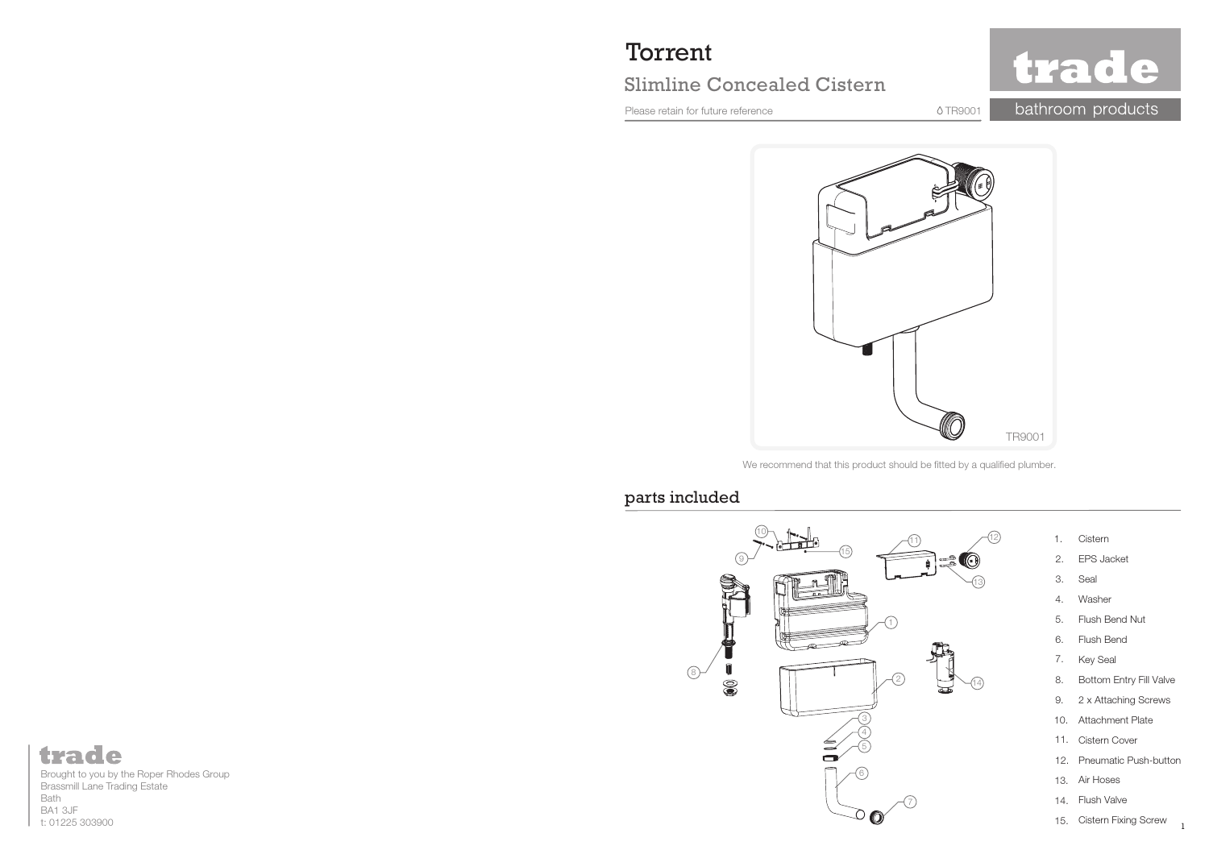# Torrent

## Slimline Concealed Cistern

Please retain for future reference

TR9001

**trade** bathroom products

TR9001

We recommend that this product should be fitted by a qualified plumber.

## parts included

1. Cistern
2. EPS Jacket
3. Seal
4. Washer
5. Flush Bend Nut
6. Flush Bend
7. Key Seal
8. Bottom Entry Fill Valve
9. 2 x Attaching Screws
10. Attachment Plate
11. Cistern Cover
12. Pneumatic Push-button
13. Air Hoses
14. Flush Valve
15. Cistern Fixing Screw

**trade**

Brought to you by the Roper Rhodes Group
Brassmill Lane Trading Estate
Bath
BA1 3JF
t: 01225 303900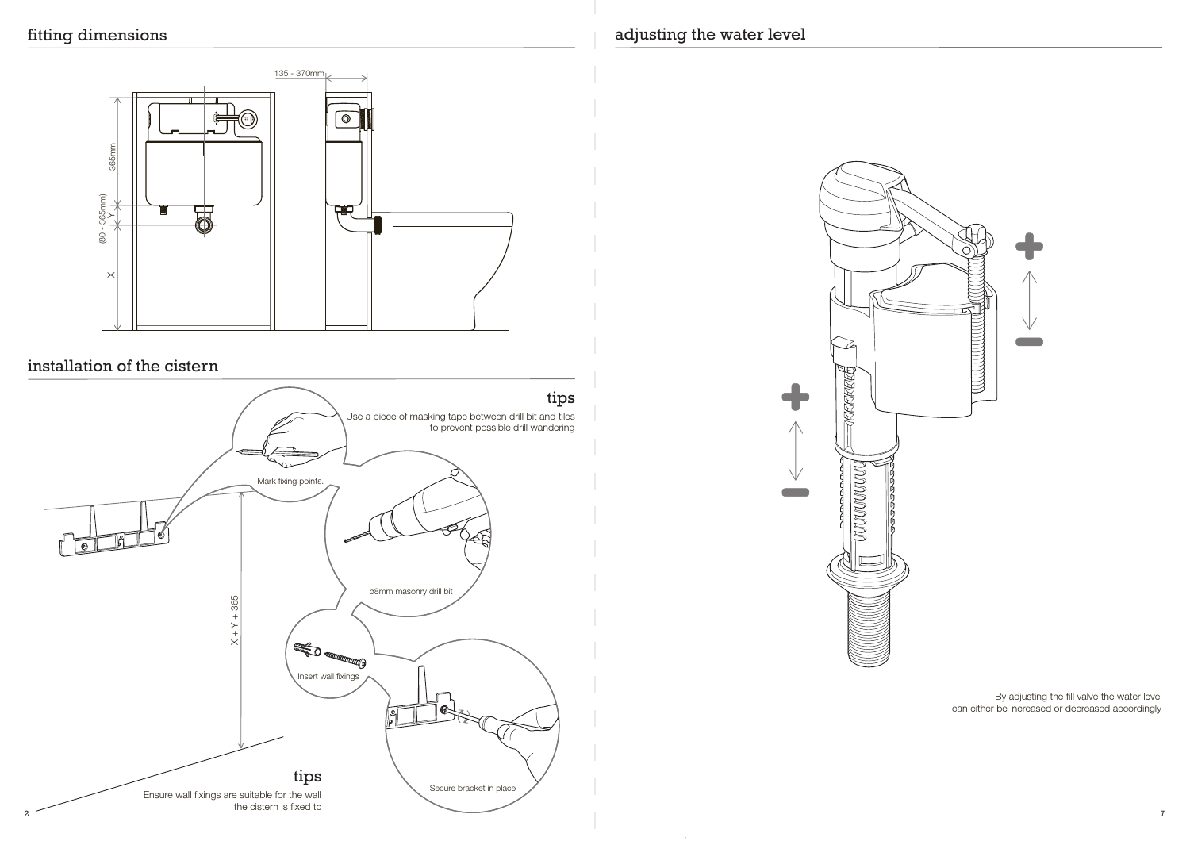## fitting dimensions

135 - 370mm

365mm

(80 - 365mm)

Y

X

## installation of the cistern

### tips

Use a piece of masking tape between drill bit and tiles to prevent possible drill wandering

Mark fixing points.

ø8mm masonry drill bit

X + Y + 365

Insert wall fixings

Secure bracket in place

### tips

Ensure wall fixings are suitable for the wall the cistern is fixed to

## adjusting the water level

By adjusting the fill valve the water level can either be increased or decreased accordingly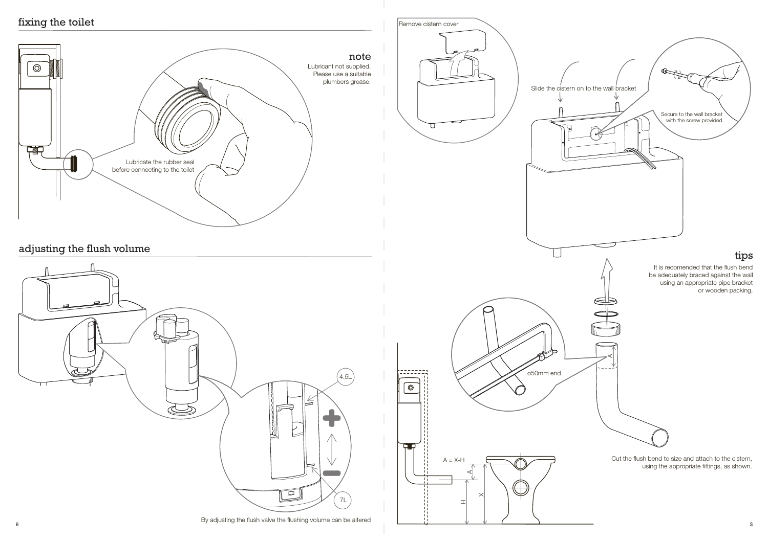## fixing the toilet

### note

Lubricant not supplied. Please use a suitable plumbers grease.

Lubricate the rubber seal before connecting to the toilet

## adjusting the flush volume

4.5L

7L

By adjusting the flush valve the flushing volume can be altered

Remove cistern cover

Slide the cistern on to the wall bracket

Secure to the wall bracket with the screw provided

### tips

It is recomended that the flush bend be adequately braced against the wall using an appropriate pipe bracket or wooden packing.

ø50mm end

A = X-H

Cut the flush bend to size and attach to the cistern, using the appropriate fittings, as shown.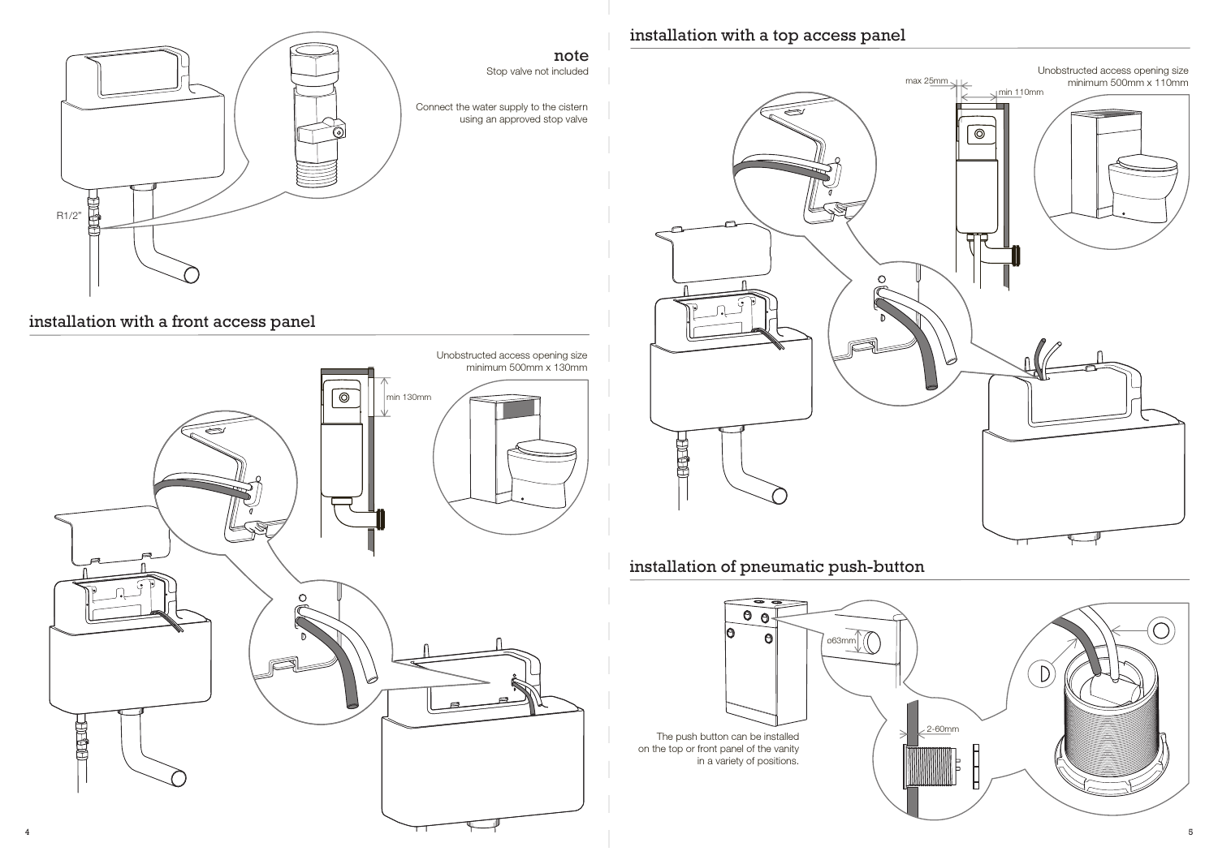### note

Stop valve not included

Connect the water supply to the cistern using an approved stop valve

R1/2"

## installation with a front access panel

Unobstructed access opening size minimum 500mm x 130mm

min 130mm

## installation with a top access panel

Unobstructed access opening size minimum 500mm x 110mm

max 25mm

min 110mm

## installation of pneumatic push-button

ø63mm

2-60mm

The push button can be installed on the top or front panel of the vanity in a variety of positions.